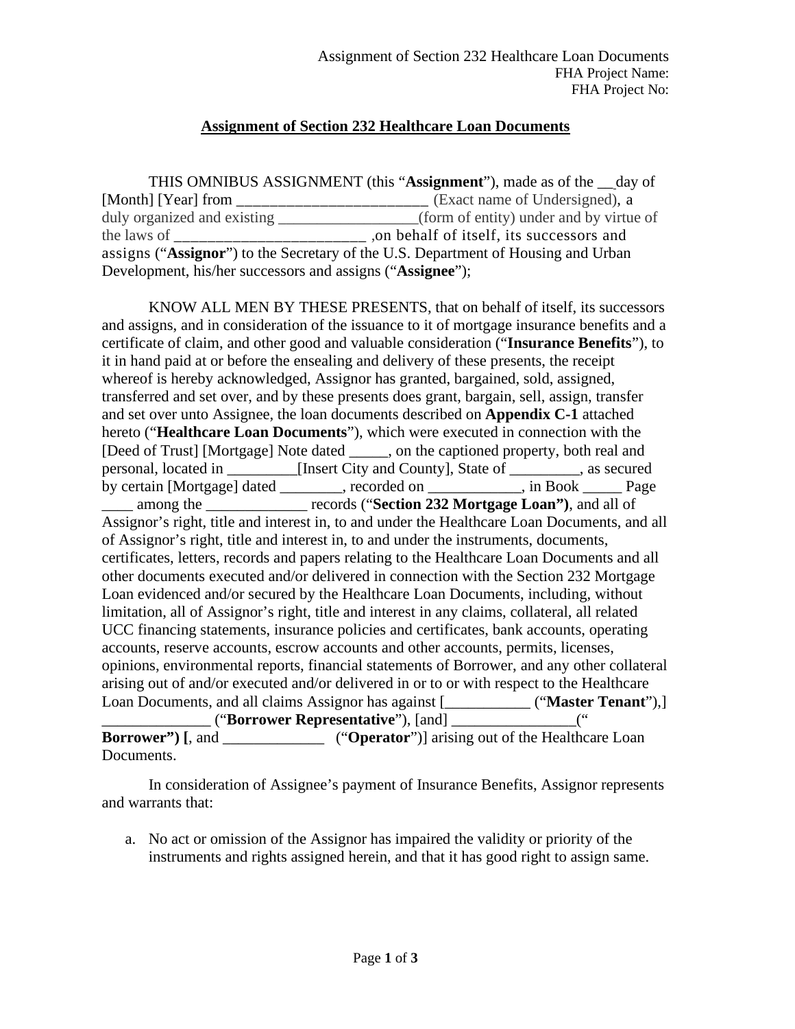Assignment of Section 232 Healthcare Loan Documents
FHA Project Name:
FHA Project No:

# Assignment of Section 232 Healthcare Loan Documents

THIS OMNIBUS ASSIGNMENT (this "**Assignment**"), made as of the __ day of [Month] [Year] from ________________________ (Exact name of Undersigned), a duly organized and existing _________________(form of entity) under and by virtue of the laws of ________________________ ,on behalf of itself, its successors and assigns ("**Assignor**") to the Secretary of the U.S. Department of Housing and Urban Development, his/her successors and assigns ("**Assignee**");

KNOW ALL MEN BY THESE PRESENTS, that on behalf of itself, its successors and assigns, and in consideration of the issuance to it of mortgage insurance benefits and a certificate of claim, and other good and valuable consideration ("**Insurance Benefits**"), to it in hand paid at or before the ensealing and delivery of these presents, the receipt whereof is hereby acknowledged, Assignor has granted, bargained, sold, assigned, transferred and set over, and by these presents does grant, bargain, sell, assign, transfer and set over unto Assignee, the loan documents described on **Appendix C-1** attached hereto ("**Healthcare Loan Documents**"), which were executed in connection with the [Deed of Trust] [Mortgage] Note dated _____, on the captioned property, both real and personal, located in _________[Insert City and County], State of _________, as secured by certain [Mortgage] dated ________, recorded on ____________, in Book _____ Page ____ among the _____________ records ("**Section 232 Mortgage Loan")**, and all of Assignor's right, title and interest in, to and under the Healthcare Loan Documents, and all of Assignor's right, title and interest in, to and under the instruments, documents, certificates, letters, records and papers relating to the Healthcare Loan Documents and all other documents executed and/or delivered in connection with the Section 232 Mortgage Loan evidenced and/or secured by the Healthcare Loan Documents, including, without limitation, all of Assignor's right, title and interest in any claims, collateral, all related UCC financing statements, insurance policies and certificates, bank accounts, operating accounts, reserve accounts, escrow accounts and other accounts, permits, licenses, opinions, environmental reports, financial statements of Borrower, and any other collateral arising out of and/or executed and/or delivered in or to or with respect to the Healthcare Loan Documents, and all claims Assignor has against [___________ ("**Master Tenant**"),] ______________ ("**Borrower Representative**"), [and] ________________(" **Borrower") [**, and _____________ ("**Operator**")] arising out of the Healthcare Loan Documents.

In consideration of Assignee's payment of Insurance Benefits, Assignor represents and warrants that:

a. No act or omission of the Assignor has impaired the validity or priority of the instruments and rights assigned herein, and that it has good right to assign same.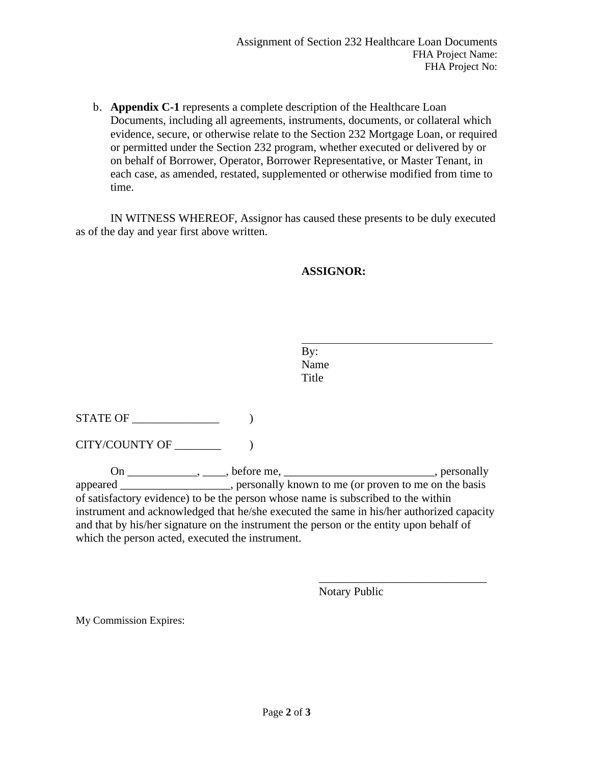b. **Appendix C-1** represents a complete description of the Healthcare Loan Documents, including all agreements, instruments, documents, or collateral which evidence, secure, or otherwise relate to the Section 232 Mortgage Loan, or required or permitted under the Section 232 program, whether executed or delivered by or on behalf of Borrower, Operator, Borrower Representative, or Master Tenant, in each case, as amended, restated, supplemented or otherwise modified from time to time.

IN WITNESS WHEREOF, Assignor has caused these presents to be duly executed as of the day and year first above written.

**ASSIGNOR:**

___________________________________
By:
Name
Title

STATE OF _______________ )

CITY/COUNTY OF ________ )

On ____________, ____, before me, __________________________, personally appeared ___________________, personally known to me (or proven to me on the basis of satisfactory evidence) to be the person whose name is subscribed to the within instrument and acknowledged that he/she executed the same in his/her authorized capacity and that by his/her signature on the instrument the person or the entity upon behalf of which the person acted, executed the instrument.

______________________________
Notary Public

My Commission Expires: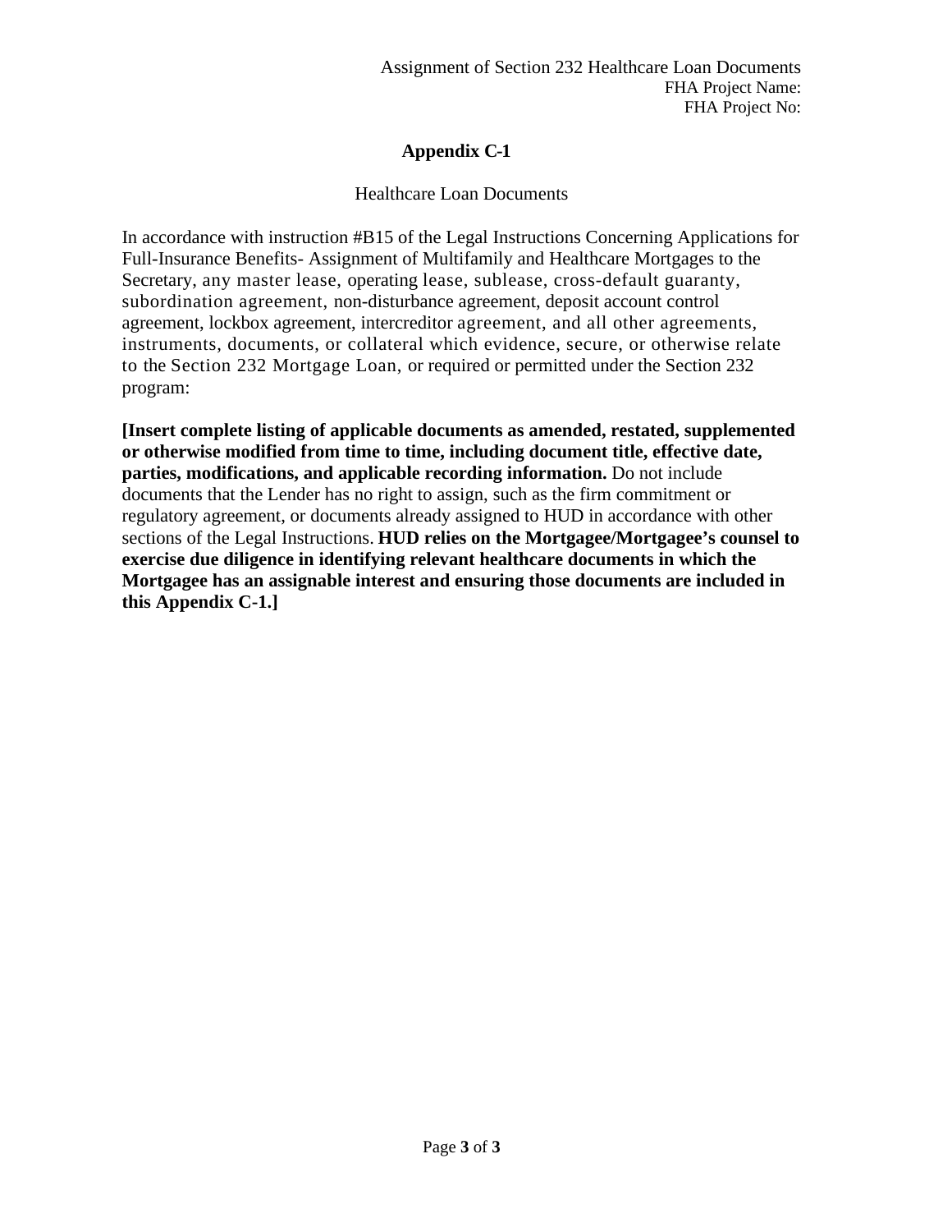# Appendix C-1

Healthcare Loan Documents

In accordance with instruction #B15 of the Legal Instructions Concerning Applications for Full-Insurance Benefits- Assignment of Multifamily and Healthcare Mortgages to the Secretary, any master lease, operating lease, sublease, cross-default guaranty, subordination agreement, non-disturbance agreement, deposit account control agreement, lockbox agreement, intercreditor agreement, and all other agreements, instruments, documents, or collateral which evidence, secure, or otherwise relate to the Section 232 Mortgage Loan, or required or permitted under the Section 232 program:

**[Insert complete listing of applicable documents as amended, restated, supplemented or otherwise modified from time to time, including document title, effective date, parties, modifications, and applicable recording information.** Do not include documents that the Lender has no right to assign, such as the firm commitment or regulatory agreement, or documents already assigned to HUD in accordance with other sections of the Legal Instructions. **HUD relies on the Mortgagee/Mortgagee's counsel to exercise due diligence in identifying relevant healthcare documents in which the Mortgagee has an assignable interest and ensuring those documents are included in this Appendix C-1.]**